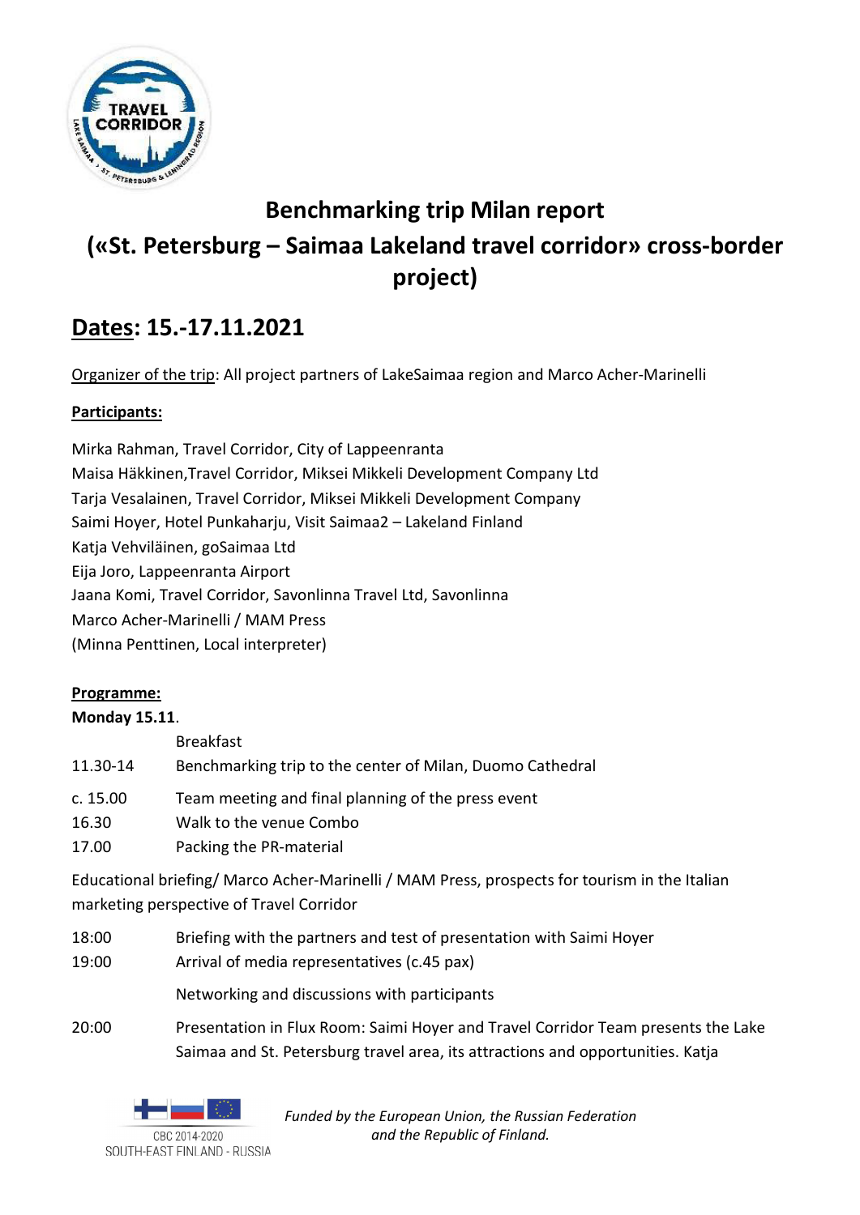# Benchmarking trip Milan report

# («St. Petersburg – Saimaa Lakeland travel corridor» cross-border project)

## Dates: 15.-17.11.2021

Organizer of the trip: All project partners of LakeSaimaa region and Marco Acher-Marinelli

**Participants:**

Mirka Rahman, Travel Corridor, City of Lappeenranta
Maisa Häkkinen,Travel Corridor, Miksei Mikkeli Development Company Ltd
Tarja Vesalainen, Travel Corridor, Miksei Mikkeli Development Company
Saimi Hoyer, Hotel Punkaharju, Visit Saimaa2 – Lakeland Finland
Katja Vehviläinen, goSaimaa Ltd
Eija Joro, Lappeenranta Airport
Jaana Komi, Travel Corridor, Savonlinna Travel Ltd, Savonlinna
Marco Acher-Marinelli / MAM Press
(Minna Penttinen, Local interpreter)

**Programme:**

**Monday 15.11**.

| | |
|---|---|
| | Breakfast |
| 11.30-14 | Benchmarking trip to the center of Milan, Duomo Cathedral |
| c. 15.00 | Team meeting and final planning of the press event |
| 16.30 | Walk to the venue Combo |
| 17.00 | Packing the PR-material |

Educational briefing/ Marco Acher-Marinelli / MAM Press, prospects for tourism in the Italian marketing perspective of Travel Corridor

| | |
|---|---|
| 18:00 | Briefing with the partners and test of presentation with Saimi Hoyer |
| 19:00 | Arrival of media representatives (c.45 pax) |
| | Networking and discussions with participants |
| 20:00 | Presentation in Flux Room: Saimi Hoyer and Travel Corridor Team presents the Lake Saimaa and St. Petersburg travel area, its attractions and opportunities. Katja |

*Funded by the European Union, the Russian Federation and the Republic of Finland.*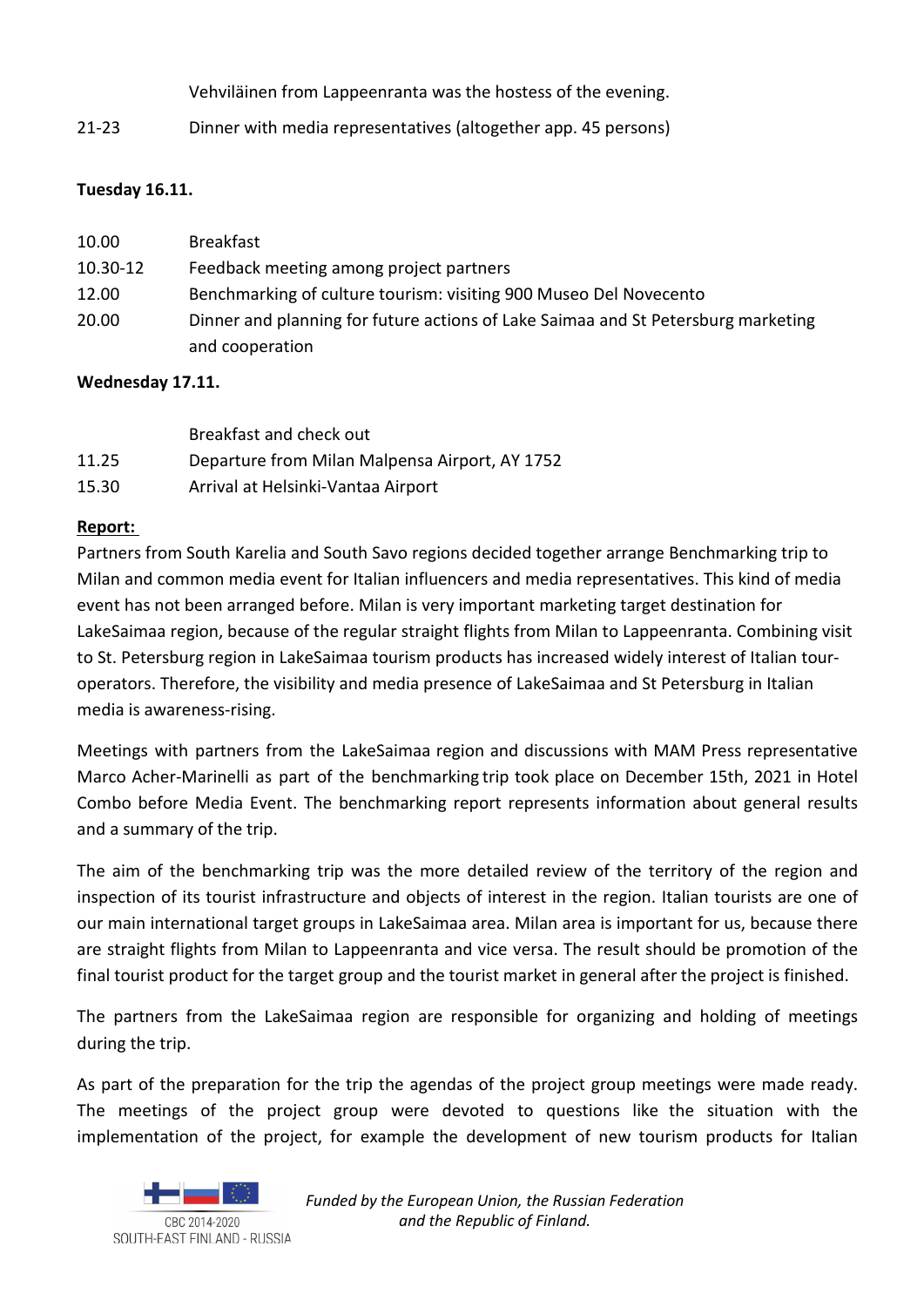| | |
|---|---|
| | Vehviläinen from Lappeenranta was the hostess of the evening. |
| 21-23 | Dinner with media representatives (altogether app. 45 persons) |

**Tuesday 16.11.**

| | |
|---|---|
| 10.00 | Breakfast |
| 10.30-12 | Feedback meeting among project partners |
| 12.00 | Benchmarking of culture tourism: visiting 900 Museo Del Novecento |
| 20.00 | Dinner and planning for future actions of Lake Saimaa and St Petersburg marketing and cooperation |

**Wednesday 17.11.**

| | |
|---|---|
| | Breakfast and check out |
| 11.25 | Departure from Milan Malpensa Airport, AY 1752 |
| 15.30 | Arrival at Helsinki-Vantaa Airport |

**Report:**

Partners from South Karelia and South Savo regions decided together arrange Benchmarking trip to Milan and common media event for Italian influencers and media representatives. This kind of media event has not been arranged before. Milan is very important marketing target destination for LakeSaimaa region, because of the regular straight flights from Milan to Lappeenranta. Combining visit to St. Petersburg region in LakeSaimaa tourism products has increased widely interest of Italian tour-operators. Therefore, the visibility and media presence of LakeSaimaa and St Petersburg in Italian media is awareness-rising.

Meetings with partners from the LakeSaimaa region and discussions with MAM Press representative Marco Acher-Marinelli as part of the benchmarking trip took place on December 15th, 2021 in Hotel Combo before Media Event. The benchmarking report represents information about general results and a summary of the trip.

The aim of the benchmarking trip was the more detailed review of the territory of the region and inspection of its tourist infrastructure and objects of interest in the region. Italian tourists are one of our main international target groups in LakeSaimaa area. Milan area is important for us, because there are straight flights from Milan to Lappeenranta and vice versa. The result should be promotion of the final tourist product for the target group and the tourist market in general after the project is finished.

The partners from the LakeSaimaa region are responsible for organizing and holding of meetings during the trip.

As part of the preparation for the trip the agendas of the project group meetings were made ready. The meetings of the project group were devoted to questions like the situation with the implementation of the project, for example the development of new tourism products for Italian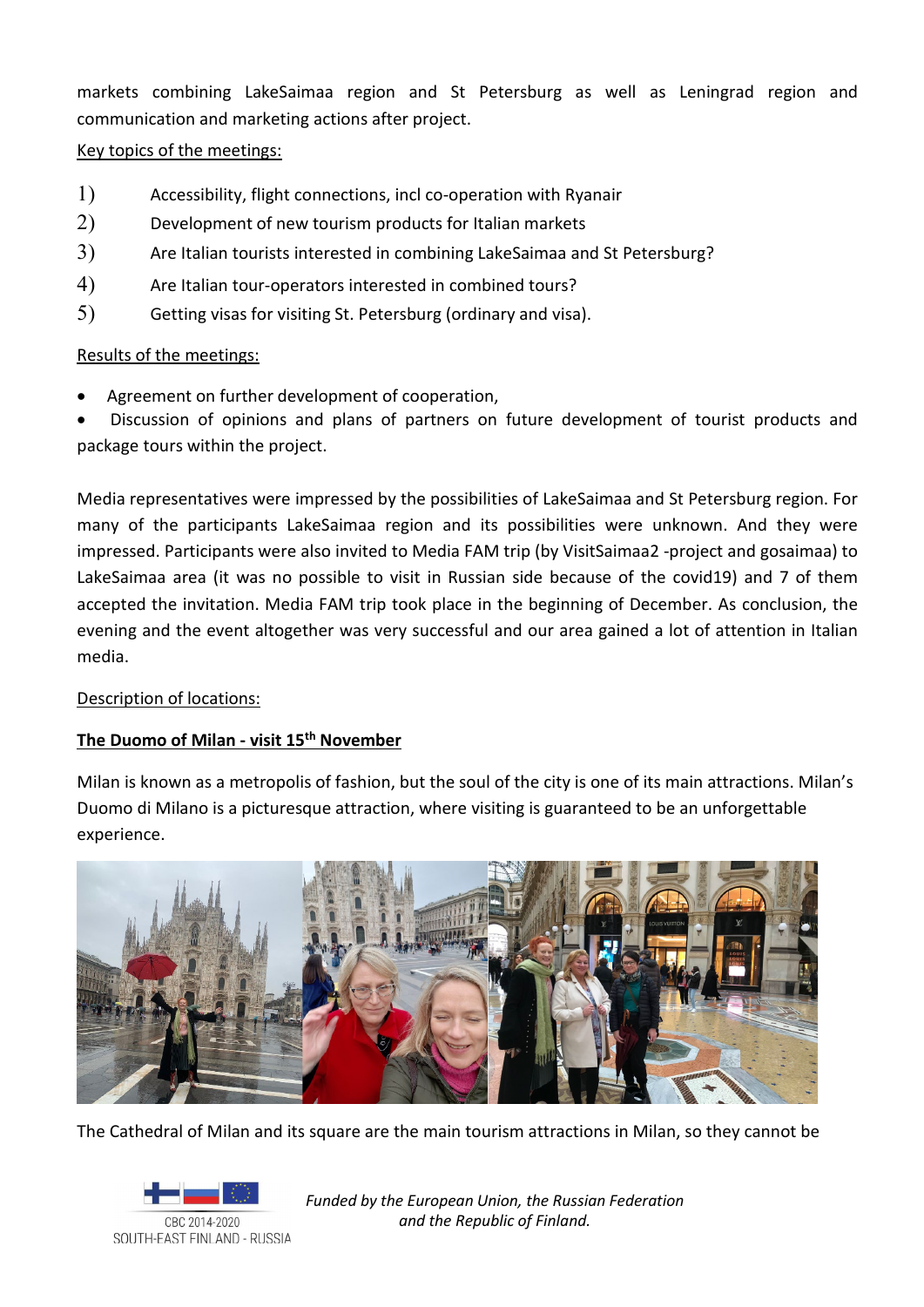markets combining LakeSaimaa region and St Petersburg as well as Leningrad region and communication and marketing actions after project.

Key topics of the meetings:

1) Accessibility, flight connections, incl co-operation with Ryanair
2) Development of new tourism products for Italian markets
3) Are Italian tourists interested in combining LakeSaimaa and St Petersburg?
4) Are Italian tour-operators interested in combined tours?
5) Getting visas for visiting St. Petersburg (ordinary and visa).

Results of the meetings:

- Agreement on further development of cooperation,
- Discussion of opinions and plans of partners on future development of tourist products and package tours within the project.

Media representatives were impressed by the possibilities of LakeSaimaa and St Petersburg region. For many of the participants LakeSaimaa region and its possibilities were unknown. And they were impressed. Participants were also invited to Media FAM trip (by VisitSaimaa2 -project and gosaimaa) to LakeSaimaa area (it was no possible to visit in Russian side because of the covid19) and 7 of them accepted the invitation. Media FAM trip took place in the beginning of December. As conclusion, the evening and the event altogether was very successful and our area gained a lot of attention in Italian media.

Description of locations:

**The Duomo of Milan - visit 15th November**

Milan is known as a metropolis of fashion, but the soul of the city is one of its main attractions. Milan's Duomo di Milano is a picturesque attraction, where visiting is guaranteed to be an unforgettable experience.

The Cathedral of Milan and its square are the main tourism attractions in Milan, so they cannot be

*Funded by the European Union, the Russian Federation and the Republic of Finland.*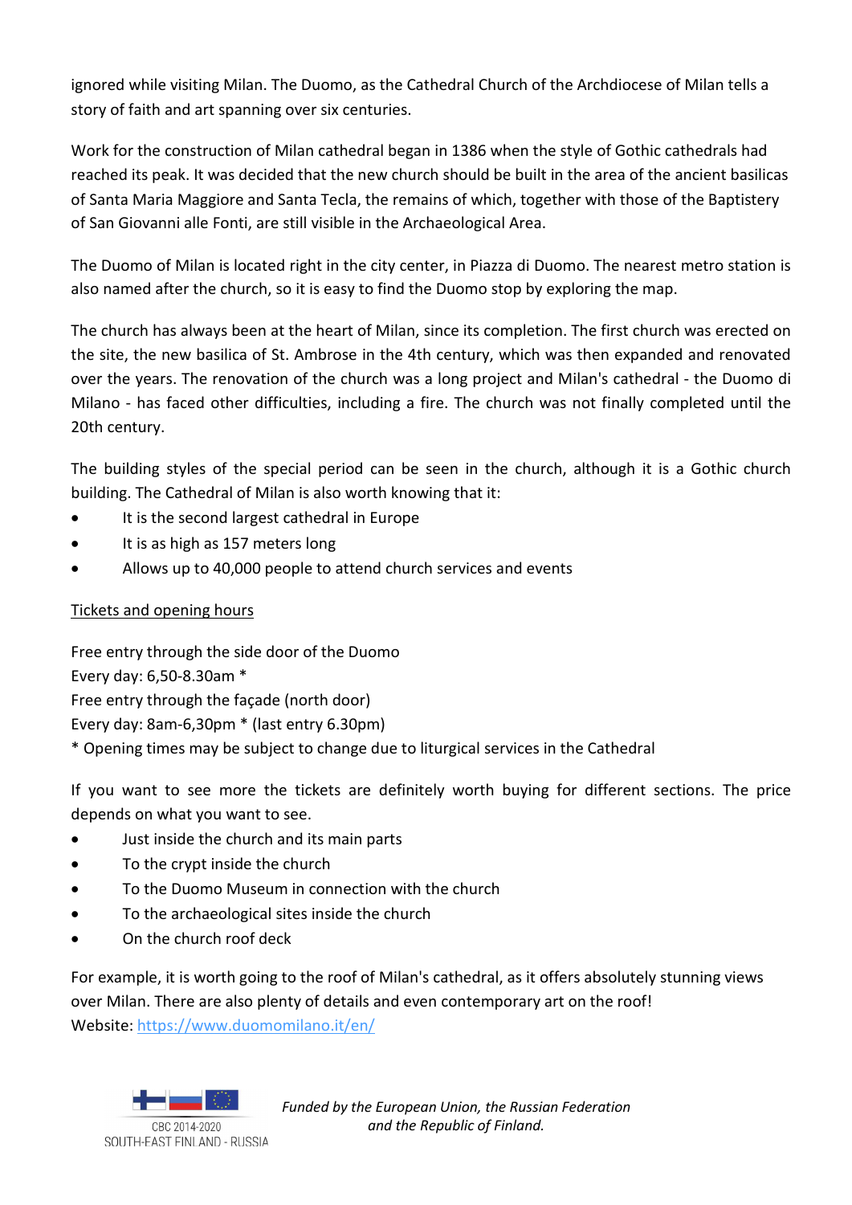ignored while visiting Milan. The Duomo, as the Cathedral Church of the Archdiocese of Milan tells a story of faith and art spanning over six centuries.

Work for the construction of Milan cathedral began in 1386 when the style of Gothic cathedrals had reached its peak. It was decided that the new church should be built in the area of the ancient basilicas of Santa Maria Maggiore and Santa Tecla, the remains of which, together with those of the Baptistery of San Giovanni alle Fonti, are still visible in the Archaeological Area.

The Duomo of Milan is located right in the city center, in Piazza di Duomo. The nearest metro station is also named after the church, so it is easy to find the Duomo stop by exploring the map.

The church has always been at the heart of Milan, since its completion. The first church was erected on the site, the new basilica of St. Ambrose in the 4th century, which was then expanded and renovated over the years. The renovation of the church was a long project and Milan's cathedral - the Duomo di Milano - has faced other difficulties, including a fire. The church was not finally completed until the 20th century.

The building styles of the special period can be seen in the church, although it is a Gothic church building. The Cathedral of Milan is also worth knowing that it:

- It is the second largest cathedral in Europe
- It is as high as 157 meters long
- Allows up to 40,000 people to attend church services and events

<u>Tickets and opening hours</u>

Free entry through the side door of the Duomo
Every day: 6,50-8.30am *
Free entry through the façade (north door)
Every day: 8am-6,30pm * (last entry 6.30pm)
* Opening times may be subject to change due to liturgical services in the Cathedral

If you want to see more the tickets are definitely worth buying for different sections. The price depends on what you want to see.

- Just inside the church and its main parts
- To the crypt inside the church
- To the Duomo Museum in connection with the church
- To the archaeological sites inside the church
- On the church roof deck

For example, it is worth going to the roof of Milan's cathedral, as it offers absolutely stunning views over Milan. There are also plenty of details and even contemporary art on the roof!
Website: [https://www.duomomilano.it/en/](https://www.duomomilano.it/en/)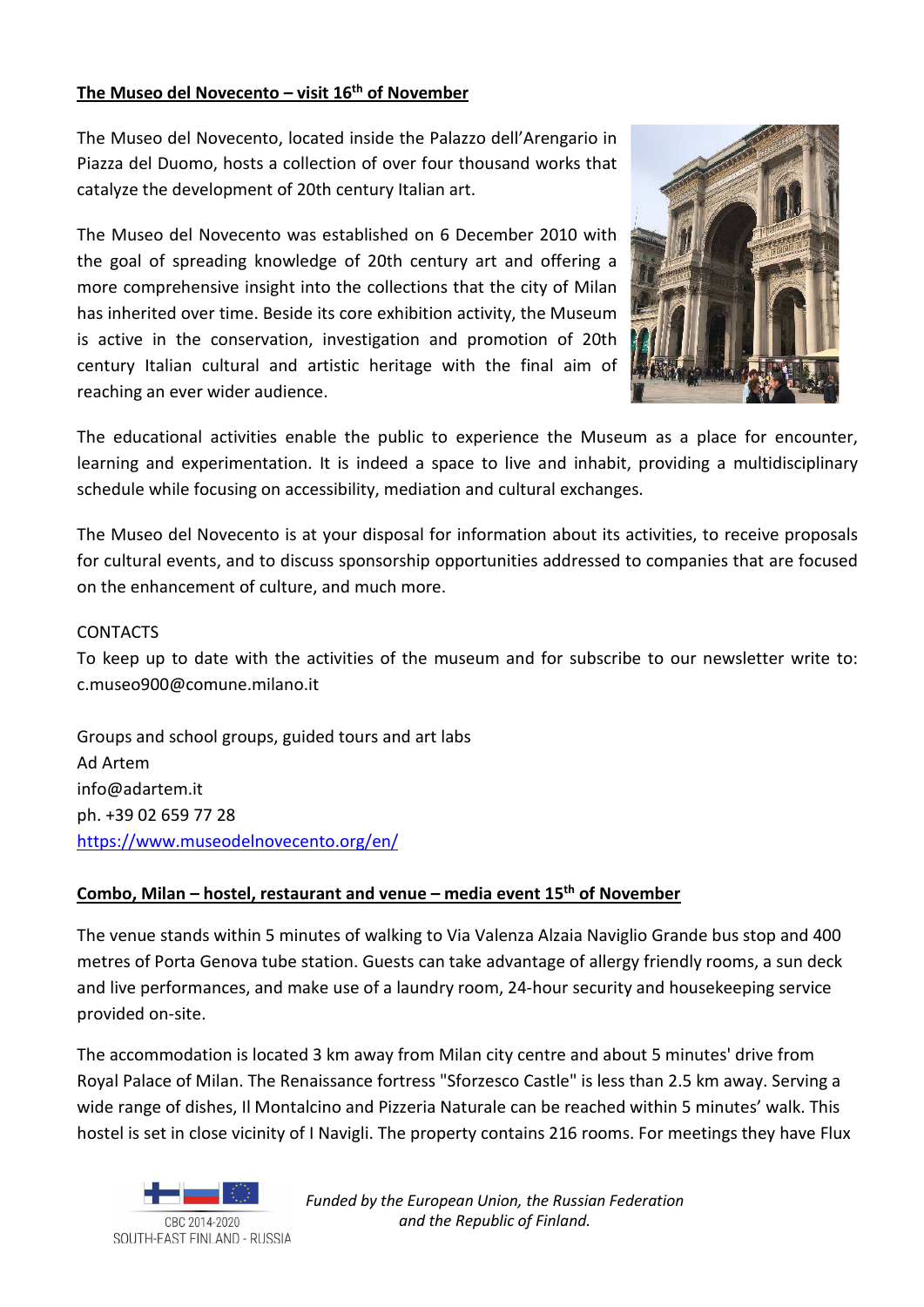## The Museo del Novecento – visit 16th of November

The Museo del Novecento, located inside the Palazzo dell'Arengario in Piazza del Duomo, hosts a collection of over four thousand works that catalyze the development of 20th century Italian art.

The Museo del Novecento was established on 6 December 2010 with the goal of spreading knowledge of 20th century art and offering a more comprehensive insight into the collections that the city of Milan has inherited over time. Beside its core exhibition activity, the Museum is active in the conservation, investigation and promotion of 20th century Italian cultural and artistic heritage with the final aim of reaching an ever wider audience.

The educational activities enable the public to experience the Museum as a place for encounter, learning and experimentation. It is indeed a space to live and inhabit, providing a multidisciplinary schedule while focusing on accessibility, mediation and cultural exchanges.

The Museo del Novecento is at your disposal for information about its activities, to receive proposals for cultural events, and to discuss sponsorship opportunities addressed to companies that are focused on the enhancement of culture, and much more.

CONTACTS
To keep up to date with the activities of the museum and for subscribe to our newsletter write to: c.museo900@comune.milano.it

Groups and school groups, guided tours and art labs
Ad Artem
info@adartem.it
ph. +39 02 659 77 28
https://www.museodelnovecento.org/en/

## Combo, Milan – hostel, restaurant and venue – media event 15th of November

The venue stands within 5 minutes of walking to Via Valenza Alzaia Naviglio Grande bus stop and 400 metres of Porta Genova tube station. Guests can take advantage of allergy friendly rooms, a sun deck and live performances, and make use of a laundry room, 24-hour security and housekeeping service provided on-site.

The accommodation is located 3 km away from Milan city centre and about 5 minutes' drive from Royal Palace of Milan. The Renaissance fortress "Sforzesco Castle" is less than 2.5 km away. Serving a wide range of dishes, Il Montalcino and Pizzeria Naturale can be reached within 5 minutes' walk. This hostel is set in close vicinity of I Navigli. The property contains 216 rooms. For meetings they have Flux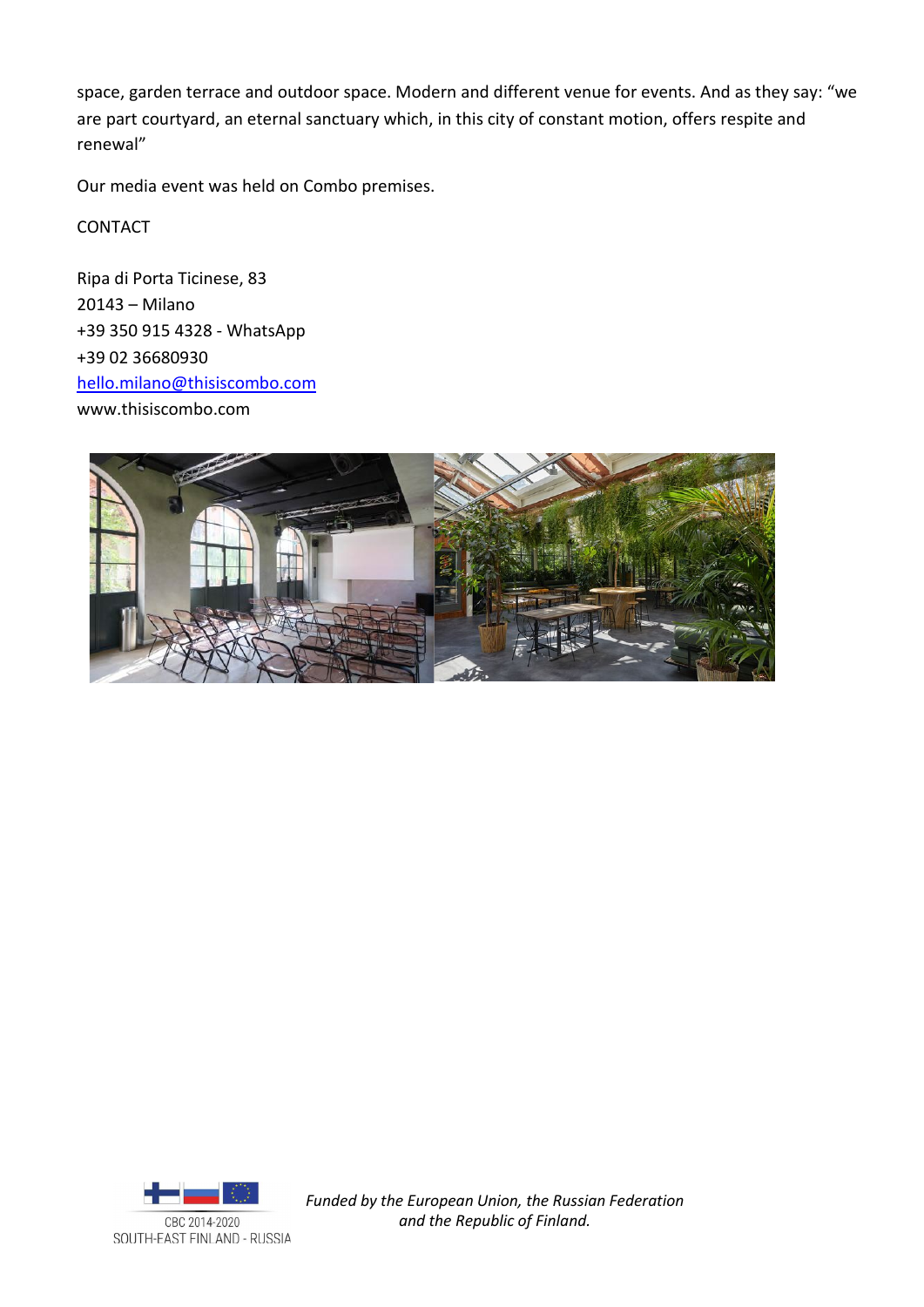space, garden terrace and outdoor space. Modern and different venue for events. And as they say: "we are part courtyard, an eternal sanctuary which, in this city of constant motion, offers respite and renewal"

Our media event was held on Combo premises.

CONTACT

Ripa di Porta Ticinese, 83
20143 – Milano
+39 350 915 4328 - WhatsApp
+39 02 36680930
hello.milano@thisiscombo.com
www.thisiscombo.com

CBC 2014-2020
SOUTH-EAST FINLAND - RUSSIA

*Funded by the European Union, the Russian Federation and the Republic of Finland.*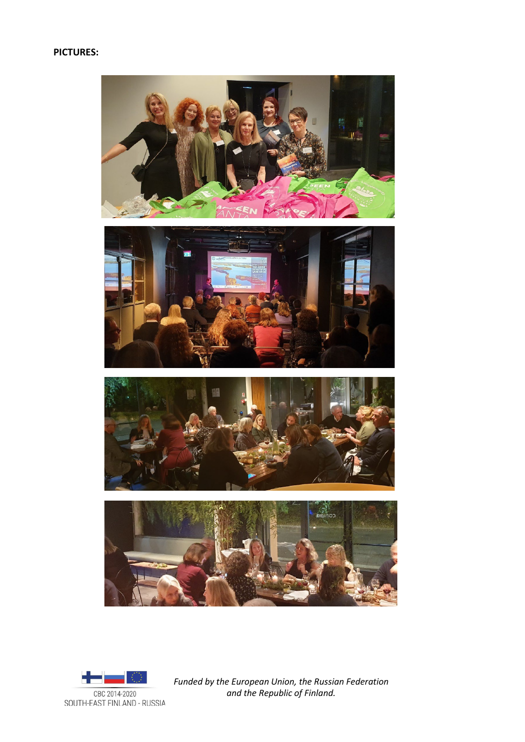**PICTURES:**

CBC 2014-2020
SOUTH-EAST FINLAND - RUSSIA

*Funded by the European Union, the Russian Federation and the Republic of Finland.*